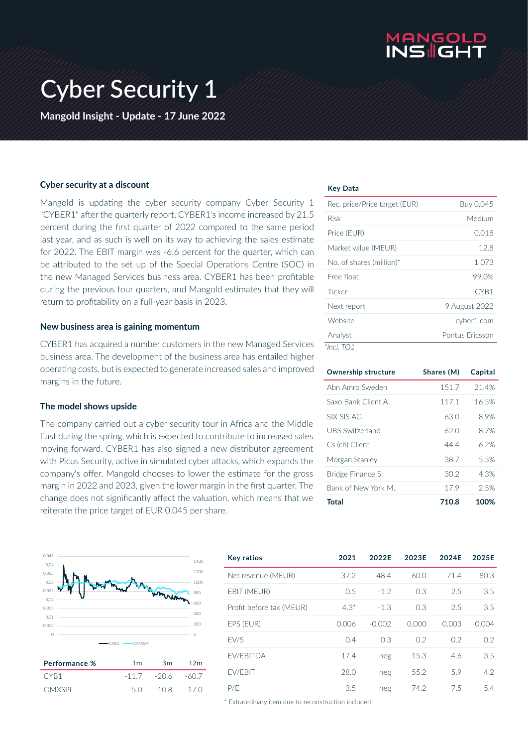# Cyber Security 1

**Mangold Insight - Update - 17 June 2022**

### Cyber security at a discount

Mangold is updating the cyber security company Cyber Security 1 "CYBER1" after the quarterly report. CYBER1's income increased by 21.5 percent during the first quarter of 2022 compared to the same period last year, and as such is well on its way to achieving the sales estimate for 2022. The EBIT margin was -6.6 percent for the quarter, which can be attributed to the set up of the Special Operations Centre (SOC) in the new Managed Services business area. CYBER1 has been profitable during the previous four quarters, and Mangold estimates that they will return to profitability on a full-year basis in 2023.

### New business area is gaining momentum

CYBER1 has acquired a number customers in the new Managed Services business area. The development of the business area has entailed higher operating costs, but is expected to generate increased sales and improved margins in the future.

### The model shows upside

The company carried out a cyber security tour in Africa and the Middle East during the spring, which is expected to contribute to increased sales moving forward. CYBER1 has also signed a new distributor agreement with Picus Security, active in simulated cyber attacks, which expands the company's offer. Mangold chooses to lower the estimate for the gross margin in 2022 and 2023, given the lower margin in the first quarter. The change does not significantly affect the valuation, which means that we reiterate the price target of EUR 0.045 per share.

| Key Data | |
|---|---|
| Rec. price/Price target (EUR) | Buy 0.045 |
| Risk | Medium |
| Price (EUR) | 0.018 |
| Market value (MEUR) | 12.8 |
| No. of shares (million)* | 1 073 |
| Free float | 99.0% |
| Ticker | CYB1 |
| Next report | 9 August 2022 |
| Website | cyber1.com |
| Analyst | Pontus Ericsson |

*Incl. TO1*

| Ownership structure | Shares (M) | Capital |
|---|---|---|
| Abn Amro Sweden | 151.7 | 21.4% |
| Saxo Bank Client A. | 117.1 | 16.5% |
| SIX SIS AG | 63.0 | 8.9% |
| UBS Switzerland | 62.0 | 8.7% |
| Cs (ch) Client | 44.4 | 6.2% |
| Morgan Stanley | 38.7 | 5.5% |
| Bridge Finance S. | 30.2 | 4.3% |
| Bank of New York M. | 17.9 | 2.5% |
| **Total** | **710.8** | **100%** |

| Performance % | 1m | 3m | 12m |
|---|---|---|---|
| CYB1 | -11.7 | -20.6 | -60.7 |
| OMXSPI | -5.0 | -10.8 | -17.0 |

| Key ratios | 2021 | 2022E | 2023E | 2024E | 2025E |
|---|---|---|---|---|---|
| Net revenue (MEUR) | 37.2 | 48.4 | 60.0 | 71.4 | 80.3 |
| EBIT (MEUR) | 0.5 | -1.2 | 0.3 | 2.5 | 3.5 |
| Profit before tax (MEUR) | 4.3* | -1.3 | 0.3 | 2.5 | 3.5 |
| EPS (EUR) | 0.006 | -0.002 | 0.000 | 0.003 | 0.004 |
| EV/S | 0.4 | 0.3 | 0.2 | 0.2 | 0.2 |
| EV/EBITDA | 17.4 | neg | 15.3 | 4.6 | 3.5 |
| EV/EBIT | 28.0 | neg | 55.2 | 5.9 | 4.2 |
| P/E | 3.5 | neg | 74.2 | 7.5 | 5.4 |

\* Extraordinary item due to reconstruction included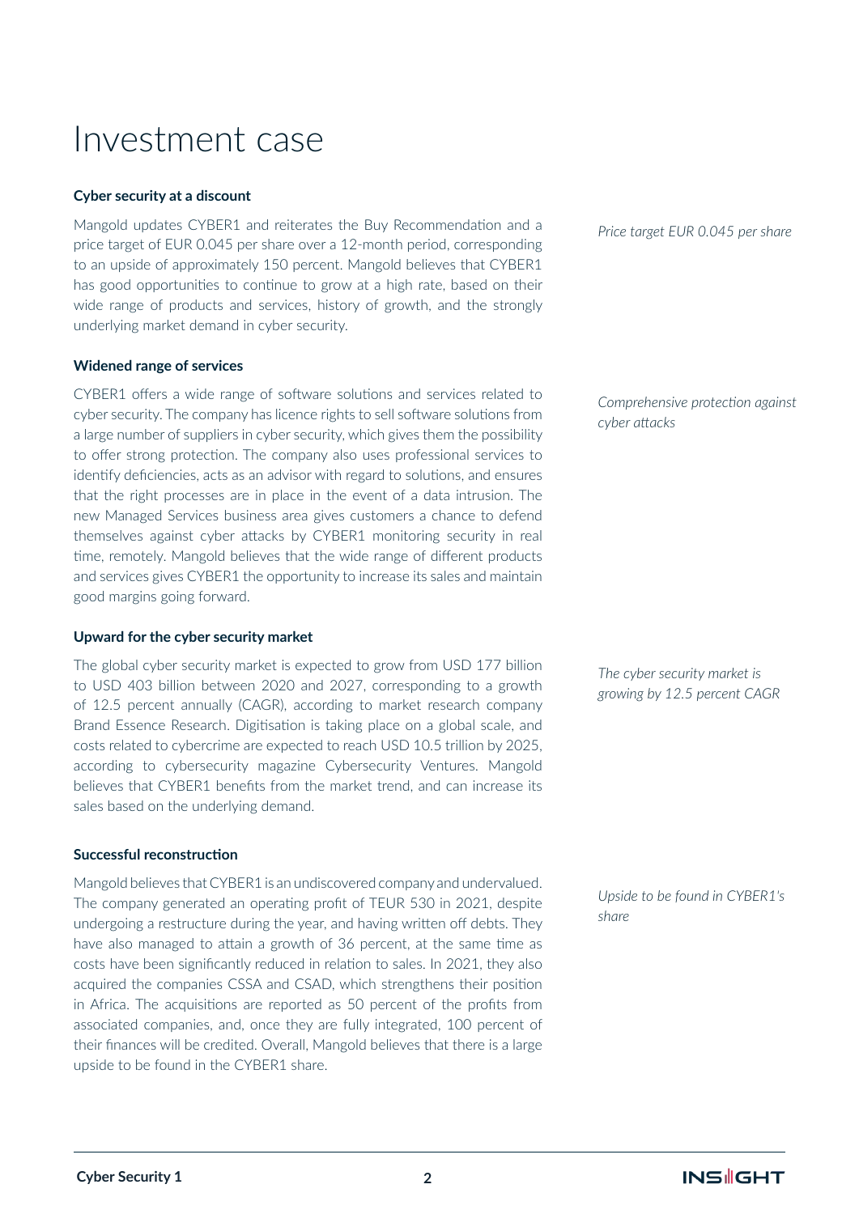# Investment case

**Cyber security at a discount**

Mangold updates CYBER1 and reiterates the Buy Recommendation and a price target of EUR 0.045 per share over a 12-month period, corresponding to an upside of approximately 150 percent. Mangold believes that CYBER1 has good opportunities to continue to grow at a high rate, based on their wide range of products and services, history of growth, and the strongly underlying market demand in cyber security.

*Price target EUR 0.045 per share*

**Widened range of services**

CYBER1 offers a wide range of software solutions and services related to cyber security. The company has licence rights to sell software solutions from a large number of suppliers in cyber security, which gives them the possibility to offer strong protection. The company also uses professional services to identify deficiencies, acts as an advisor with regard to solutions, and ensures that the right processes are in place in the event of a data intrusion. The new Managed Services business area gives customers a chance to defend themselves against cyber attacks by CYBER1 monitoring security in real time, remotely. Mangold believes that the wide range of different products and services gives CYBER1 the opportunity to increase its sales and maintain good margins going forward.

*Comprehensive protection against cyber attacks*

**Upward for the cyber security market**

The global cyber security market is expected to grow from USD 177 billion to USD 403 billion between 2020 and 2027, corresponding to a growth of 12.5 percent annually (CAGR), according to market research company Brand Essence Research. Digitisation is taking place on a global scale, and costs related to cybercrime are expected to reach USD 10.5 trillion by 2025, according to cybersecurity magazine Cybersecurity Ventures. Mangold believes that CYBER1 benefits from the market trend, and can increase its sales based on the underlying demand.

*The cyber security market is growing by 12.5 percent CAGR*

**Successful reconstruction**

Mangold believes that CYBER1 is an undiscovered company and undervalued. The company generated an operating profit of TEUR 530 in 2021, despite undergoing a restructure during the year, and having written off debts. They have also managed to attain a growth of 36 percent, at the same time as costs have been significantly reduced in relation to sales. In 2021, they also acquired the companies CSSA and CSAD, which strengthens their position in Africa. The acquisitions are reported as 50 percent of the profits from associated companies, and, once they are fully integrated, 100 percent of their finances will be credited. Overall, Mangold believes that there is a large upside to be found in the CYBER1 share.

*Upside to be found in CYBER1's share*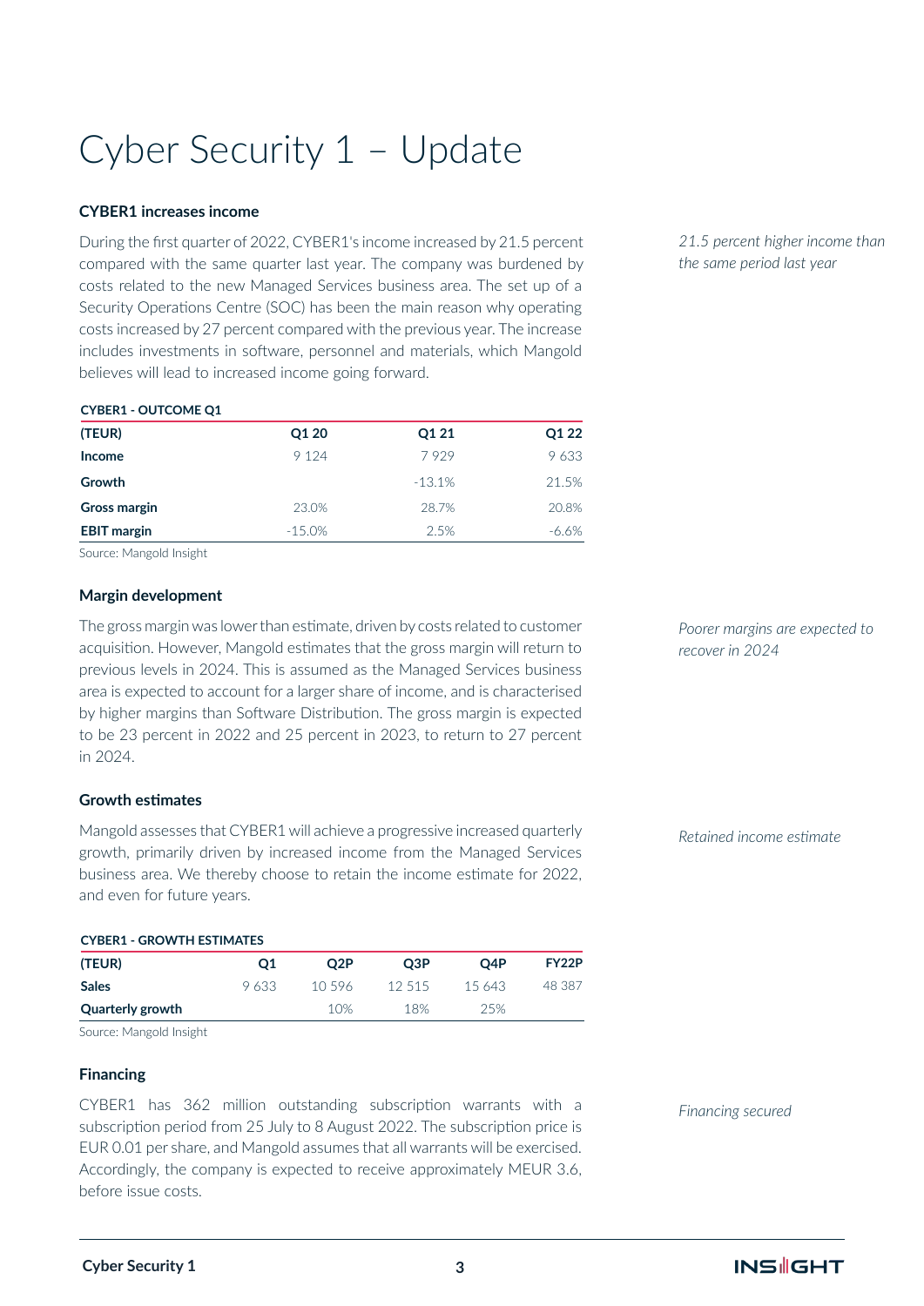# Cyber Security 1 – Update

### CYBER1 increases income

*21.5 percent higher income than the same period last year*

During the first quarter of 2022, CYBER1's income increased by 21.5 percent compared with the same quarter last year. The company was burdened by costs related to the new Managed Services business area. The set up of a Security Operations Centre (SOC) has been the main reason why operating costs increased by 27 percent compared with the previous year. The increase includes investments in software, personnel and materials, which Mangold believes will lead to increased income going forward.

**CYBER1 - OUTCOME Q1**

| (TEUR) | Q1 20 | Q1 21 | Q1 22 |
|---|---|---|---|
| **Income** | 9 124 | 7 929 | 9 633 |
| **Growth** | | -13.1% | 21.5% |
| **Gross margin** | 23.0% | 28.7% | 20.8% |
| **EBIT margin** | -15.0% | 2.5% | -6.6% |

Source: Mangold Insight

### Margin development

*Poorer margins are expected to recover in 2024*

The gross margin was lower than estimate, driven by costs related to customer acquisition. However, Mangold estimates that the gross margin will return to previous levels in 2024. This is assumed as the Managed Services business area is expected to account for a larger share of income, and is characterised by higher margins than Software Distribution. The gross margin is expected to be 23 percent in 2022 and 25 percent in 2023, to return to 27 percent in 2024.

### Growth estimates

*Retained income estimate*

Mangold assesses that CYBER1 will achieve a progressive increased quarterly growth, primarily driven by increased income from the Managed Services business area. We thereby choose to retain the income estimate for 2022, and even for future years.

**CYBER1 - GROWTH ESTIMATES**

| (TEUR) | Q1 | Q2P | Q3P | Q4P | FY22P |
|---|---|---|---|---|---|
| **Sales** | 9 633 | 10 596 | 12 515 | 15 643 | 48 387 |
| **Quarterly growth** | | 10% | 18% | 25% | |

Source: Mangold Insight

### Financing

*Financing secured*

CYBER1 has 362 million outstanding subscription warrants with a subscription period from 25 July to 8 August 2022. The subscription price is EUR 0.01 per share, and Mangold assumes that all warrants will be exercised. Accordingly, the company is expected to receive approximately MEUR 3.6, before issue costs.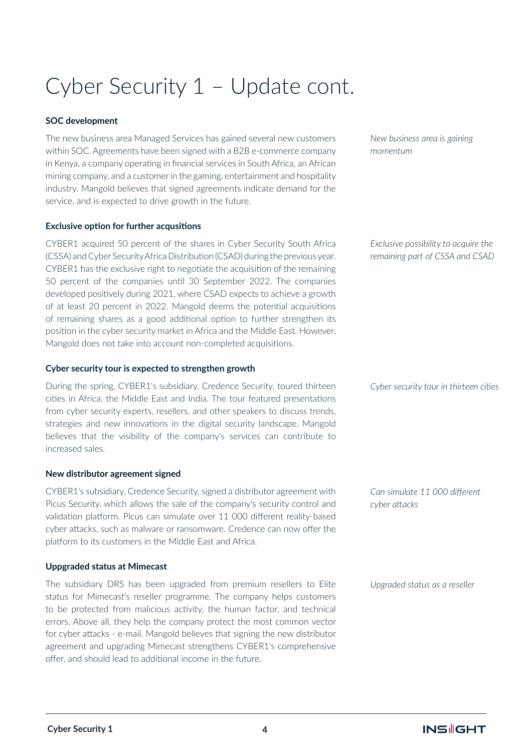# Cyber Security 1 – Update cont.

### SOC development

*New business area is gaining momentum*

The new business area Managed Services has gained several new customers within SOC. Agreements have been signed with a B2B e-commerce company in Kenya, a company operating in financial services in South Africa, an African mining company, and a customer in the gaming, entertainment and hospitality industry. Mangold believes that signed agreements indicate demand for the service, and is expected to drive growth in the future.

### Exclusive option for further acqusitions

*Exclusive possibility to acquire the remaining part of CSSA and CSAD*

CYBER1 acquired 50 percent of the shares in Cyber Security South Africa (CSSA) and Cyber Security Africa Distribution (CSAD) during the previous year. CYBER1 has the exclusive right to negotiate the acquisition of the remaining 50 percent of the companies until 30 September 2022. The companies developed positively during 2021, where CSAD expects to achieve a growth of at least 20 percent in 2022. Mangold deems the potential acquisitions of remaining shares as a good additional option to further strengthen its position in the cyber security market in Africa and the Middle East. However, Mangold does not take into account non-completed acquisitions.

### Cyber security tour is expected to strengthen growth

*Cyber security tour in thirteen cities*

During the spring, CYBER1's subsidiary, Credence Security, toured thirteen cities in Africa, the Middle East and India. The tour featured presentations from cyber security experts, resellers, and other speakers to discuss trends, strategies and new innovations in the digital security landscape. Mangold believes that the visibility of the company's services can contribute to increased sales.

### New distributor agreement signed

*Can simulate 11 000 different cyber attacks*

CYBER1's subsidiary, Credence Security, signed a distributor agreement with Picus Security, which allows the sale of the company's security control and validation platform. Picus can simulate over 11 000 different reality-based cyber attacks, such as malware or ransomware. Credence can now offer the platform to its customers in the Middle East and Africa.

### Uppgraded status at Mimecast

*Upgraded status as a reseller*

The subsidiary DRS has been upgraded from premium resellers to Elite status for Mimecast's reseller programme. The company helps customers to be protected from malicious activity, the human factor, and technical errors. Above all, they help the company protect the most common vector for cyber attacks - e-mail. Mangold believes that signing the new distributor agreement and upgrading Mimecast strengthens CYBER1's comprehensive offer, and should lead to additional income in the future.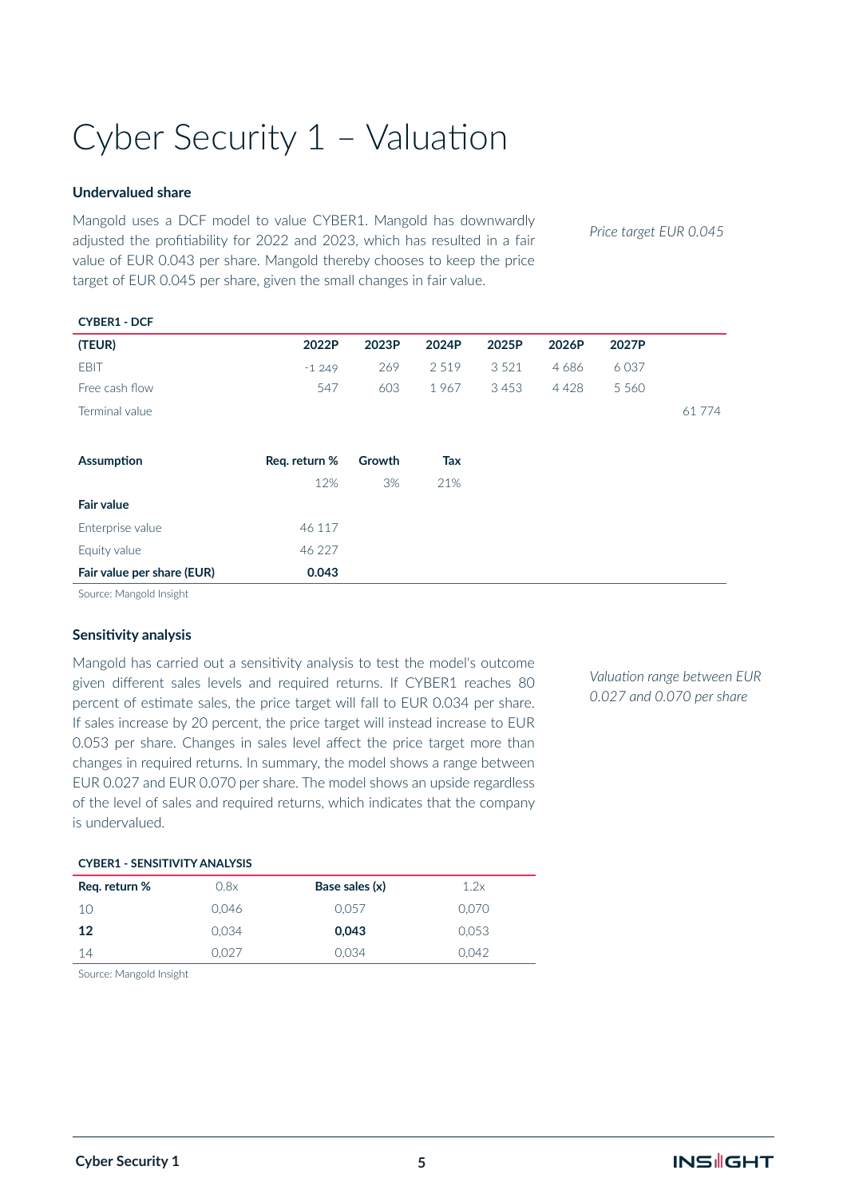# Cyber Security 1 – Valuation

### Undervalued share

Mangold uses a DCF model to value CYBER1. Mangold has downwardly adjusted the profitability for 2022 and 2023, which has resulted in a fair value of EUR 0.043 per share. Mangold thereby chooses to keep the price target of EUR 0.045 per share, given the small changes in fair value.

*Price target EUR 0.045*

**CYBER1 - DCF**

| (TEUR) | 2022P | 2023P | 2024P | 2025P | 2026P | 2027P | |
|---|---|---|---|---|---|---|---|
| EBIT | -1 249 | 269 | 2 519 | 3 521 | 4 686 | 6 037 | |
| Free cash flow | 547 | 603 | 1 967 | 3 453 | 4 428 | 5 560 | |
| Terminal value | | | | | | | 61 774 |
| | | | | | | | |
| **Assumption** | **Req. return %** | **Growth** | **Tax** | | | | |
| | 12% | 3% | 21% | | | | |
| **Fair value** | | | | | | | |
| Enterprise value | 46 117 | | | | | | |
| Equity value | 46 227 | | | | | | |
| **Fair value per share (EUR)** | **0.043** | | | | | | |

Source: Mangold Insight

### Sensitivity analysis

Mangold has carried out a sensitivity analysis to test the model's outcome given different sales levels and required returns. If CYBER1 reaches 80 percent of estimate sales, the price target will fall to EUR 0.034 per share. If sales increase by 20 percent, the price target will instead increase to EUR 0.053 per share. Changes in sales level affect the price target more than changes in required returns. In summary, the model shows a range between EUR 0.027 and EUR 0.070 per share. The model shows an upside regardless of the level of sales and required returns, which indicates that the company is undervalued.

*Valuation range between EUR 0.027 and 0.070 per share*

**CYBER1 - SENSITIVITY ANALYSIS**

| Req. return % | 0.8x | Base sales (x) | 1.2x |
|---|---|---|---|
| 10 | 0,046 | 0,057 | 0,070 |
| **12** | 0,034 | **0,043** | 0,053 |
| 14 | 0,027 | 0,034 | 0,042 |

Source: Mangold Insight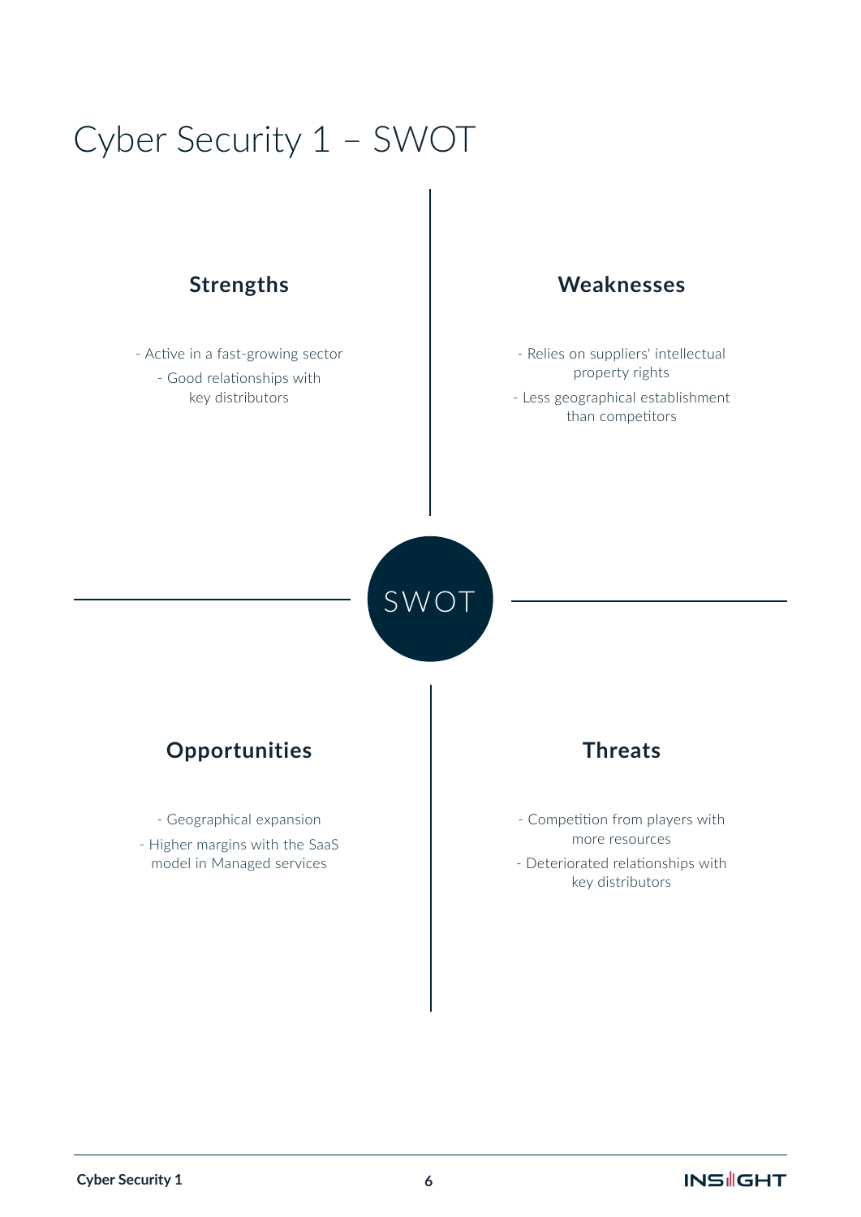# Cyber Security 1 – SWOT

## Strengths

- Active in a fast-growing sector
- Good relationships with key distributors

## Weaknesses

- Relies on suppliers' intellectual property rights
- Less geographical establishment than competitors

SWOT

## Opportunities

- Geographical expansion
- Higher margins with the SaaS model in Managed services

## Threats

- Competition from players with more resources
- Deteriorated relationships with key distributors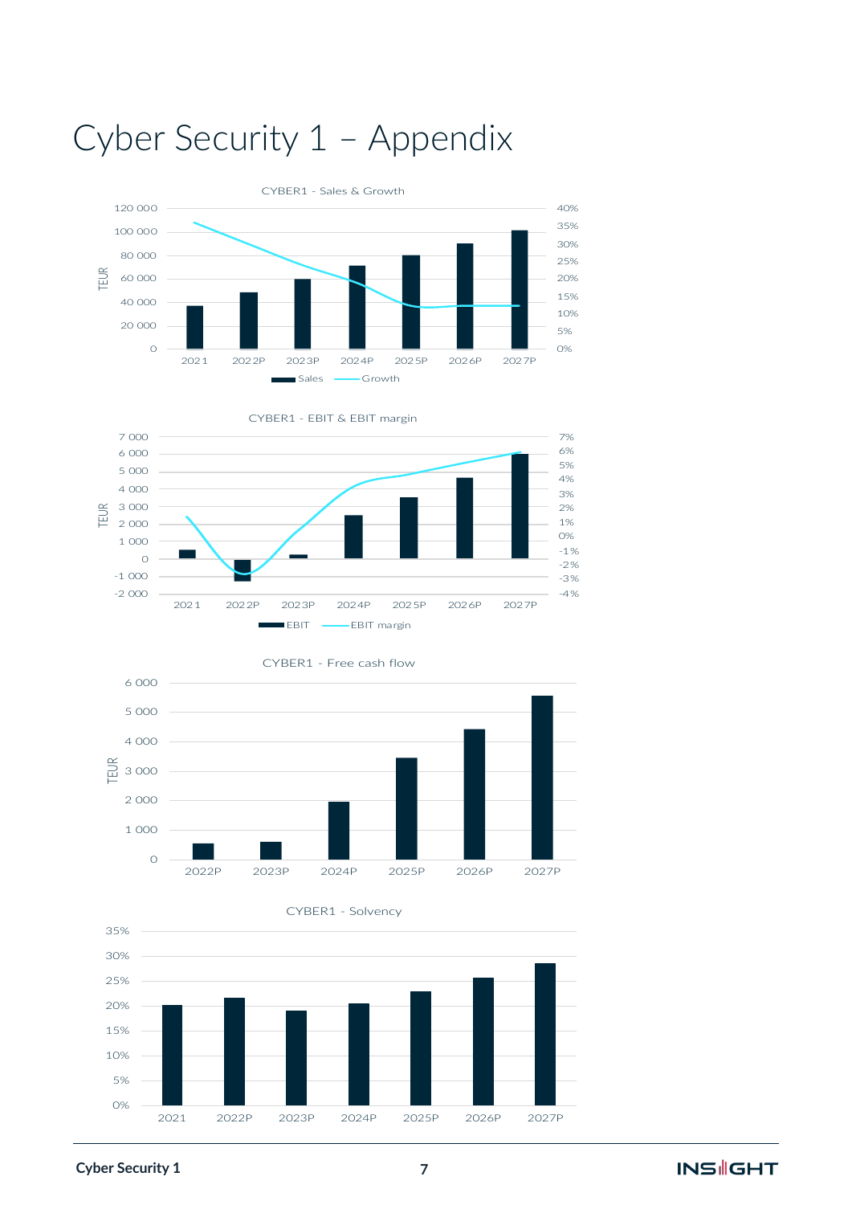# Cyber Security 1 – Appendix

CYBER1 - Sales & Growth

TEUR

120 000
100 000
80 000
60 000
40 000
20 000
0

40%
35%
30%
25%
20%
15%
10%
5%
0%

2021 | 2022P | 2023P | 2024P | 2025P | 2026P | 2027P

Sales — Growth

CYBER1 - EBIT & EBIT margin

TEUR

7 000
6 000
5 000
4 000
3 000
2 000
1 000
0
-1 000
-2 000

7%
6%
5%
4%
3%
2%
1%
0%
-1%
-2%
-3%
-4%

2021 | 2022P | 2023P | 2024P | 2025P | 2026P | 2027P

EBIT — EBIT margin

CYBER1 - Free cash flow

TEUR

6 000
5 000
4 000
3 000
2 000
1 000
0

2022P | 2023P | 2024P | 2025P | 2026P | 2027P

CYBER1 - Solvency

35%
30%
25%
20%
15%
10%
5%
0%

2021 | 2022P | 2023P | 2024P | 2025P | 2026P | 2027P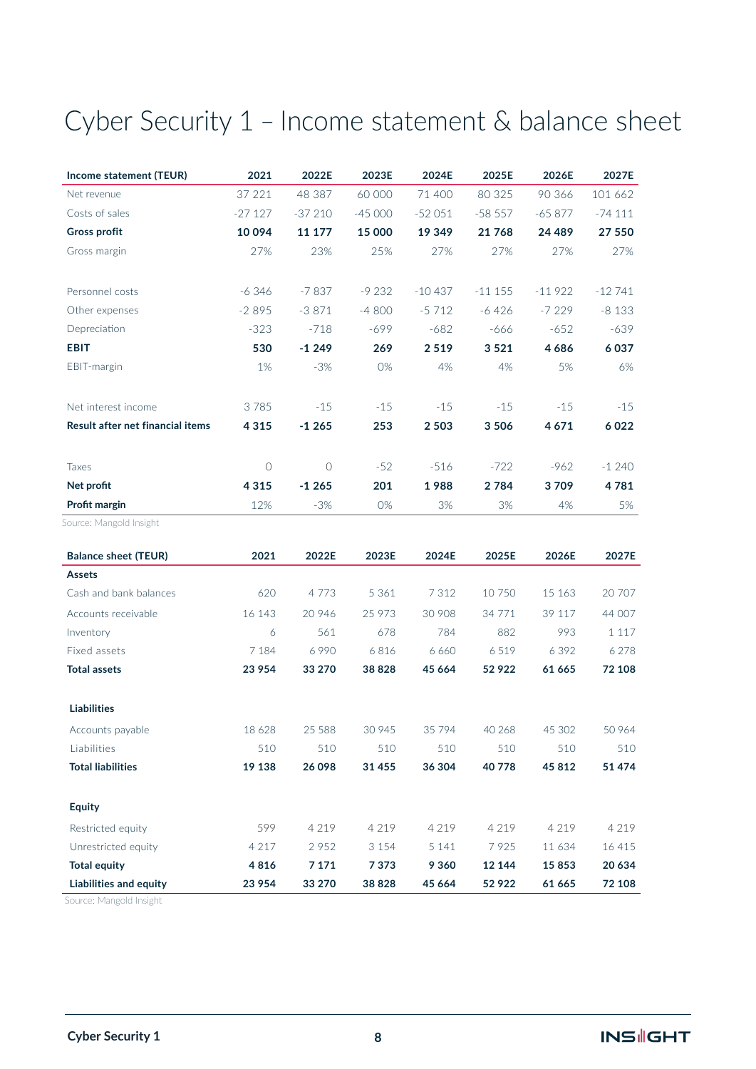# Cyber Security 1 – Income statement & balance sheet

| **Income statement (TEUR)** | **2021** | **2022E** | **2023E** | **2024E** | **2025E** | **2026E** | **2027E** |
|---|---|---|---|---|---|---|---|
| Net revenue | 37 221 | 48 387 | 60 000 | 71 400 | 80 325 | 90 366 | 101 662 |
| Costs of sales | -27 127 | -37 210 | -45 000 | -52 051 | -58 557 | -65 877 | -74 111 |
| **Gross profit** | **10 094** | **11 177** | **15 000** | **19 349** | **21 768** | **24 489** | **27 550** |
| Gross margin | 27% | 23% | 25% | 27% | 27% | 27% | 27% |
| | | | | | | | |
| Personnel costs | -6 346 | -7 837 | -9 232 | -10 437 | -11 155 | -11 922 | -12 741 |
| Other expenses | -2 895 | -3 871 | -4 800 | -5 712 | -6 426 | -7 229 | -8 133 |
| Depreciation | -323 | -718 | -699 | -682 | -666 | -652 | -639 |
| **EBIT** | **530** | **-1 249** | **269** | **2 519** | **3 521** | **4 686** | **6 037** |
| EBIT-margin | 1% | -3% | 0% | 4% | 4% | 5% | 6% |
| | | | | | | | |
| Net interest income | 3 785 | -15 | -15 | -15 | -15 | -15 | -15 |
| **Result after net financial items** | **4 315** | **-1 265** | **253** | **2 503** | **3 506** | **4 671** | **6 022** |
| | | | | | | | |
| Taxes | 0 | 0 | -52 | -516 | -722 | -962 | -1 240 |
| **Net profit** | **4 315** | **-1 265** | **201** | **1 988** | **2 784** | **3 709** | **4 781** |
| **Profit margin** | 12% | -3% | 0% | 3% | 3% | 4% | 5% |

Source: Mangold Insight

| **Balance sheet (TEUR)** | **2021** | **2022E** | **2023E** | **2024E** | **2025E** | **2026E** | **2027E** |
|---|---|---|---|---|---|---|---|
| **Assets** | | | | | | | |
| Cash and bank balances | 620 | 4 773 | 5 361 | 7 312 | 10 750 | 15 163 | 20 707 |
| Accounts receivable | 16 143 | 20 946 | 25 973 | 30 908 | 34 771 | 39 117 | 44 007 |
| Inventory | 6 | 561 | 678 | 784 | 882 | 993 | 1 117 |
| Fixed assets | 7 184 | 6 990 | 6 816 | 6 660 | 6 519 | 6 392 | 6 278 |
| **Total assets** | **23 954** | **33 270** | **38 828** | **45 664** | **52 922** | **61 665** | **72 108** |
| | | | | | | | |
| **Liabilities** | | | | | | | |
| Accounts payable | 18 628 | 25 588 | 30 945 | 35 794 | 40 268 | 45 302 | 50 964 |
| Liabilities | 510 | 510 | 510 | 510 | 510 | 510 | 510 |
| **Total liabilities** | **19 138** | **26 098** | **31 455** | **36 304** | **40 778** | **45 812** | **51 474** |
| | | | | | | | |
| **Equity** | | | | | | | |
| Restricted equity | 599 | 4 219 | 4 219 | 4 219 | 4 219 | 4 219 | 4 219 |
| Unrestricted equity | 4 217 | 2 952 | 3 154 | 5 141 | 7 925 | 11 634 | 16 415 |
| **Total equity** | **4 816** | **7 171** | **7 373** | **9 360** | **12 144** | **15 853** | **20 634** |
| **Liabilities and equity** | **23 954** | **33 270** | **38 828** | **45 664** | **52 922** | **61 665** | **72 108** |

Source: Mangold Insight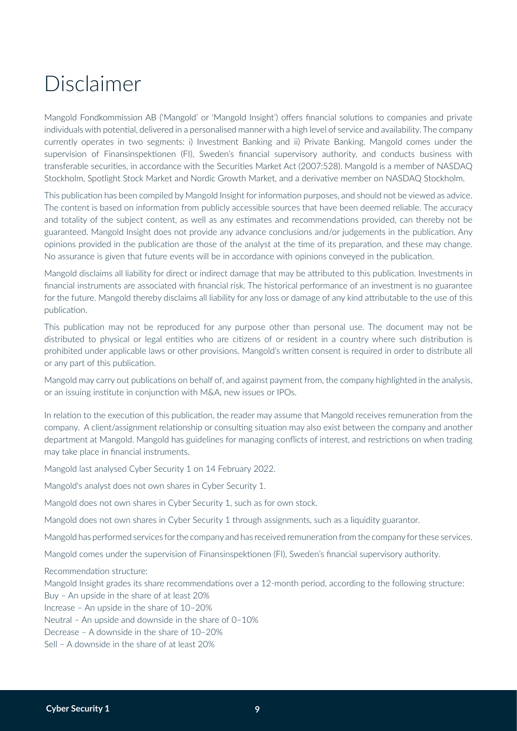# Disclaimer

Mangold Fondkommission AB ('Mangold' or 'Mangold Insight') offers financial solutions to companies and private individuals with potential, delivered in a personalised manner with a high level of service and availability. The company currently operates in two segments: i) Investment Banking and ii) Private Banking. Mangold comes under the supervision of Finansinspektionen (FI), Sweden's financial supervisory authority, and conducts business with transferable securities, in accordance with the Securities Market Act (2007:528). Mangold is a member of NASDAQ Stockholm, Spotlight Stock Market and Nordic Growth Market, and a derivative member on NASDAQ Stockholm.

This publication has been compiled by Mangold Insight for information purposes, and should not be viewed as advice. The content is based on information from publicly accessible sources that have been deemed reliable. The accuracy and totality of the subject content, as well as any estimates and recommendations provided, can thereby not be guaranteed. Mangold Insight does not provide any advance conclusions and/or judgements in the publication. Any opinions provided in the publication are those of the analyst at the time of its preparation, and these may change. No assurance is given that future events will be in accordance with opinions conveyed in the publication.

Mangold disclaims all liability for direct or indirect damage that may be attributed to this publication. Investments in financial instruments are associated with financial risk. The historical performance of an investment is no guarantee for the future. Mangold thereby disclaims all liability for any loss or damage of any kind attributable to the use of this publication.

This publication may not be reproduced for any purpose other than personal use. The document may not be distributed to physical or legal entities who are citizens of or resident in a country where such distribution is prohibited under applicable laws or other provisions. Mangold's written consent is required in order to distribute all or any part of this publication.

Mangold may carry out publications on behalf of, and against payment from, the company highlighted in the analysis, or an issuing institute in conjunction with M&A, new issues or IPOs.

In relation to the execution of this publication, the reader may assume that Mangold receives remuneration from the company. A client/assignment relationship or consulting situation may also exist between the company and another department at Mangold. Mangold has guidelines for managing conflicts of interest, and restrictions on when trading may take place in financial instruments.

Mangold last analysed Cyber Security 1 on 14 February 2022.

Mangold's analyst does not own shares in Cyber Security 1.

Mangold does not own shares in Cyber Security 1, such as for own stock.

Mangold does not own shares in Cyber Security 1 through assignments, such as a liquidity guarantor.

Mangold has performed services for the company and has received remuneration from the company for these services.

Mangold comes under the supervision of Finansinspektionen (FI), Sweden's financial supervisory authority.

Recommendation structure:
Mangold Insight grades its share recommendations over a 12-month period, according to the following structure:
Buy – An upside in the share of at least 20%
Increase – An upside in the share of 10–20%
Neutral – An upside and downside in the share of 0–10%
Decrease – A downside in the share of 10–20%
Sell – A downside in the share of at least 20%